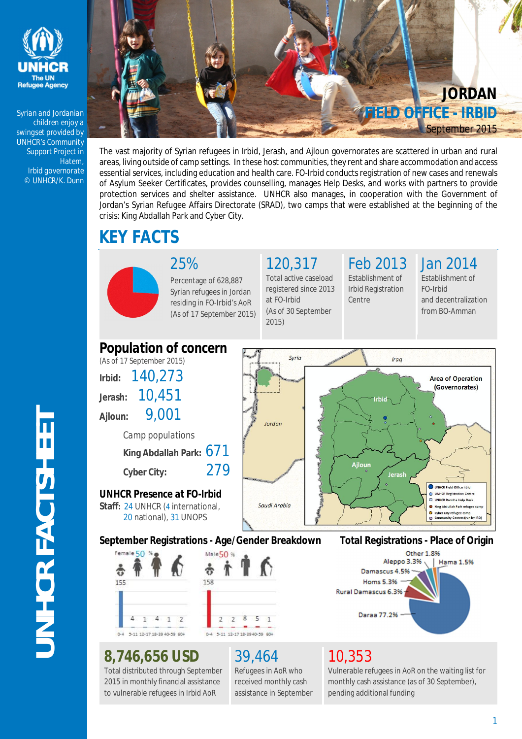UNHCR
The UN Refugee Agency

# JORDAN
## FIELD OFFICE - IRBID
September 2015

Syrian and Jordanian children enjoy a swingset provided by UNHCR's Community Support Project in Hatem, Irbid governorate © UNHCR/K. Dunn

The vast majority of Syrian refugees in Irbid, Jerash, and Ajloun governorates are scattered in urban and rural areas, living outside of camp settings. In these host communities, they rent and share accommodation and access essential services, including education and health care. FO-Irbid conducts registration of new cases and renewals of Asylum Seeker Certificates, provides counselling, manages Help Desks, and works with partners to provide protection services and shelter assistance. UNHCR also manages, in cooperation with the Government of Jordan's Syrian Refugee Affairs Directorate (SRAD), two camps that were established at the beginning of the crisis: King Abdallah Park and Cyber City.

## KEY FACTS

**25%**
Percentage of 628,887 Syrian refugees in Jordan residing in FO-Irbid's AoR (As of 17 September 2015)

**120,317**
Total active caseload registered since 2013 at FO-Irbid (As of 30 September 2015)

**Feb 2013**
Establishment of Irbid Registration Centre

**Jan 2014**
Establishment of FO-Irbid and decentralization from BO-Amman

## Population of concern
(As of 17 September 2015)

**Irbid:** 140,273
**Jerash:** 10,451
**Ajloun:** 9,001

Camp populations
**King Abdallah Park:** 671
**Cyber City:** 279

## UNHCR Presence at FO-Irbid
**Staff:** 24 UNHCR (4 international, 20 national), 31 UNOPS

Map: Syria, Iraq, Jordan, Saudi Arabia — Area of Operation (Governorates): Irbid, Ajloun, Jerash

Legend: UNHCR Field Office Irbid; UNHCR Registration Centre; UNHCR Ramtha Help Desk; King Abdallah Park refugee camp; Cyber City refugee camp; Community Centres (run by IRD)

## September Registrations - Age/Gender Breakdown

| Age | Female 50% | Male 50% |
|---|---|---|
| 0-4 | 155 | 158 |
| 5-11 | 4 | 2 |
| 12-17 | 1 | 2 |
| 18-39 | 4 | 8 |
| 40-59 | 1 | 5 |
| 60+ | 2 | 1 |

## Total Registrations - Place of Origin

- Daraa 77.2%
- Rural Damascus 6.3%
- Homs 5.3%
- Damascus 4.5%
- Aleppo 3.3%
- Other 1.8%
- Hama 1.5%

**8,746,656 USD**
Total distributed through September 2015 in monthly financial assistance to vulnerable refugees in Irbid AoR

**39,464**
Refugees in AoR who received monthly cash assistance in September

**10,353**
Vulnerable refugees in AoR on the waiting list for monthly cash assistance (as of 30 September), pending additional funding

UNHCR FACTSHEET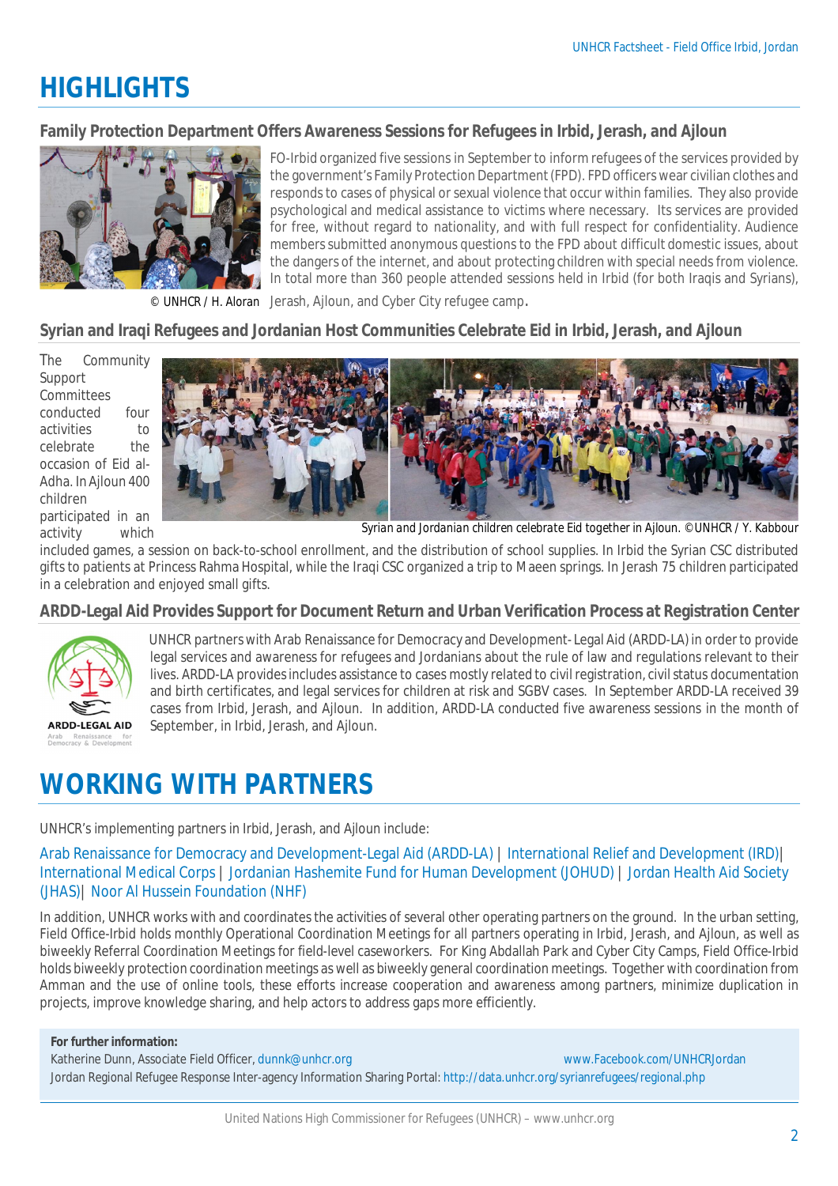# HIGHLIGHTS

## Family Protection Department Offers Awareness Sessions for Refugees in Irbid, Jerash, and Ajloun

© UNHCR / H. Aloran

FO-Irbid organized five sessions in September to inform refugees of the services provided by the government's Family Protection Department (FPD). FPD officers wear civilian clothes and responds to cases of physical or sexual violence that occur within families. They also provide psychological and medical assistance to victims where necessary. Its services are provided for free, without regard to nationality, and with full respect for confidentiality. Audience members submitted anonymous questions to the FPD about difficult domestic issues, about the dangers of the internet, and about protecting children with special needs from violence. In total more than 360 people attended sessions held in Irbid (for both Iraqis and Syrians), Jerash, Ajloun, and Cyber City refugee camp.

## Syrian and Iraqi Refugees and Jordanian Host Communities Celebrate Eid in Irbid, Jerash, and Ajloun

Syrian and Jordanian children celebrate Eid together in Ajloun. ©UNHCR / Y. Kabbour

The Community Support Committees conducted four activities to celebrate the occasion of Eid al-Adha. In Ajloun 400 children participated in an activity which included games, a session on back-to-school enrollment, and the distribution of school supplies. In Irbid the Syrian CSC distributed gifts to patients at Princess Rahma Hospital, while the Iraqi CSC organized a trip to Maeen springs. In Jerash 75 children participated in a celebration and enjoyed small gifts.

## ARDD-Legal Aid Provides Support for Document Return and Urban Verification Process at Registration Center

ARDD-LEGAL AID
Arab Renaissance for Democracy & Development

UNHCR partners with Arab Renaissance for Democracy and Development- Legal Aid (ARDD-LA) in order to provide legal services and awareness for refugees and Jordanians about the rule of law and regulations relevant to their lives. ARDD-LA provides includes assistance to cases mostly related to civil registration, civil status documentation and birth certificates, and legal services for children at risk and SGBV cases. In September ARDD-LA received 39 cases from Irbid, Jerash, and Ajloun. In addition, ARDD-LA conducted five awareness sessions in the month of September, in Irbid, Jerash, and Ajloun.

# WORKING WITH PARTNERS

UNHCR's implementing partners in Irbid, Jerash, and Ajloun include:

Arab Renaissance for Democracy and Development-Legal Aid (ARDD-LA) | International Relief and Development (IRD)| International Medical Corps | Jordanian Hashemite Fund for Human Development (JOHUD) | Jordan Health Aid Society (JHAS)| Noor Al Hussein Foundation (NHF)

In addition, UNHCR works with and coordinates the activities of several other operating partners on the ground. In the urban setting, Field Office-Irbid holds monthly Operational Coordination Meetings for all partners operating in Irbid, Jerash, and Ajloun, as well as biweekly Referral Coordination Meetings for field-level caseworkers. For King Abdallah Park and Cyber City Camps, Field Office-Irbid holds biweekly protection coordination meetings as well as biweekly general coordination meetings. Together with coordination from Amman and the use of online tools, these efforts increase cooperation and awareness among partners, minimize duplication in projects, improve knowledge sharing, and help actors to address gaps more efficiently.

**For further information:**
Katherine Dunn, Associate Field Officer, dunnk@unhcr.org    www.Facebook.com/UNHCRJordan
Jordan Regional Refugee Response Inter-agency Information Sharing Portal: http://data.unhcr.org/syrianrefugees/regional.php